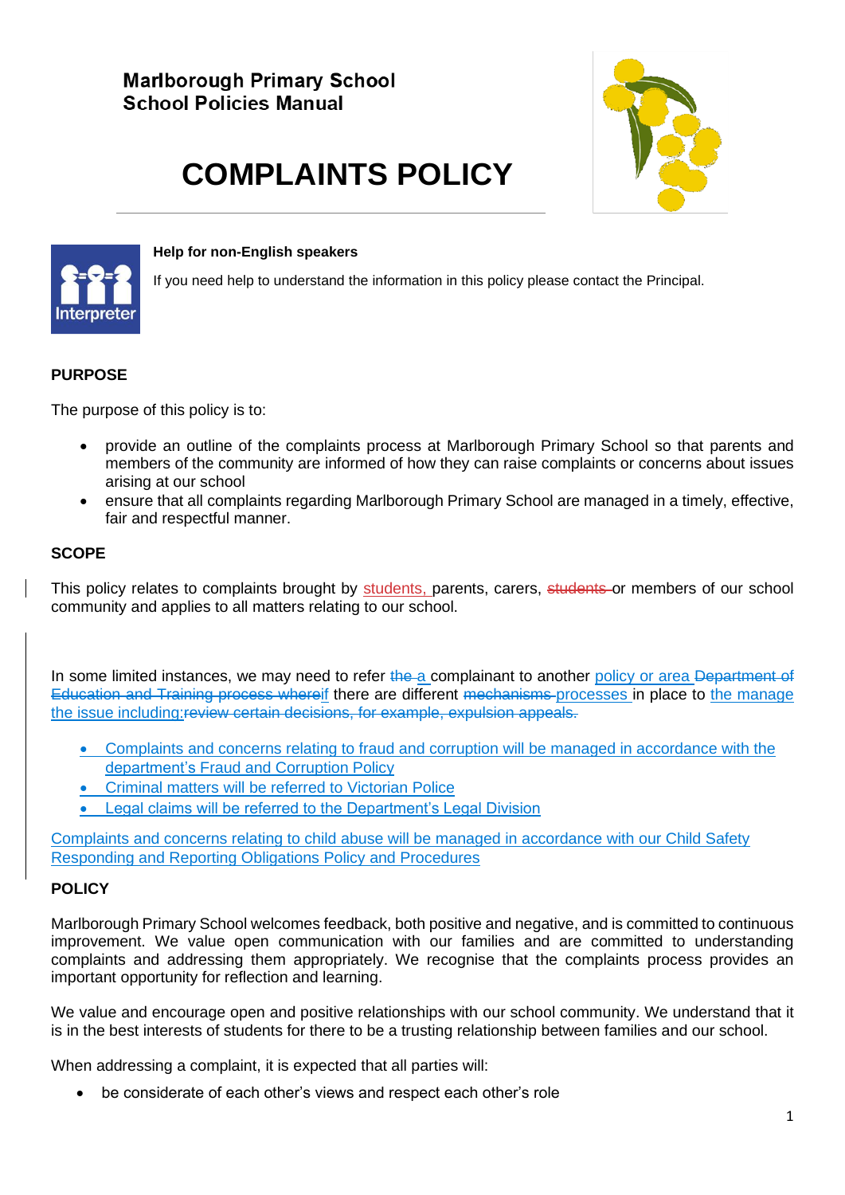**Marlborough Primary School**
**School Policies Manual**

# COMPLAINTS POLICY

**Help for non-English speakers**

If you need help to understand the information in this policy please contact the Principal.

## PURPOSE

The purpose of this policy is to:

- provide an outline of the complaints process at Marlborough Primary School so that parents and members of the community are informed of how they can raise complaints or concerns about issues arising at our school
- ensure that all complaints regarding Marlborough Primary School are managed in a timely, effective, fair and respectful manner.

## SCOPE

This policy relates to complaints brought by students, parents, carers, ~~students~~ or members of our school community and applies to all matters relating to our school.

In some limited instances, we may need to refer ~~the~~ a complainant to another policy or area ~~Department of Education and Training process where~~if there are different ~~mechanisms~~ processes in place to the manage the issue including:~~review certain decisions, for example, expulsion appeals.~~

- Complaints and concerns relating to fraud and corruption will be managed in accordance with the department's Fraud and Corruption Policy
- Criminal matters will be referred to Victorian Police
- Legal claims will be referred to the Department's Legal Division

Complaints and concerns relating to child abuse will be managed in accordance with our Child Safety Responding and Reporting Obligations Policy and Procedures

## POLICY

Marlborough Primary School welcomes feedback, both positive and negative, and is committed to continuous improvement. We value open communication with our families and are committed to understanding complaints and addressing them appropriately. We recognise that the complaints process provides an important opportunity for reflection and learning.

We value and encourage open and positive relationships with our school community. We understand that it is in the best interests of students for there to be a trusting relationship between families and our school.

When addressing a complaint, it is expected that all parties will:

- be considerate of each other's views and respect each other's role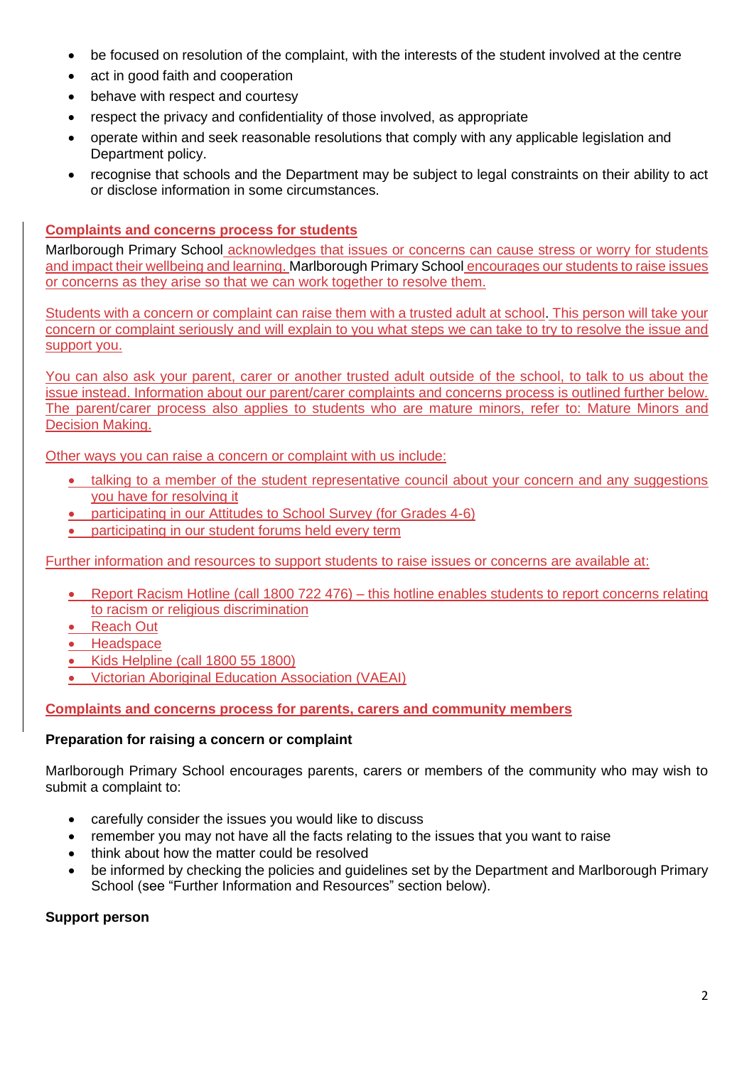- be focused on resolution of the complaint, with the interests of the student involved at the centre
- act in good faith and cooperation
- behave with respect and courtesy
- respect the privacy and confidentiality of those involved, as appropriate
- operate within and seek reasonable resolutions that comply with any applicable legislation and Department policy.
- recognise that schools and the Department may be subject to legal constraints on their ability to act or disclose information in some circumstances.

**Complaints and concerns process for students**

Marlborough Primary School acknowledges that issues or concerns can cause stress or worry for students and impact their wellbeing and learning. Marlborough Primary School encourages our students to raise issues or concerns as they arise so that we can work together to resolve them.

Students with a concern or complaint can raise them with a trusted adult at school. This person will take your concern or complaint seriously and will explain to you what steps we can take to try to resolve the issue and support you.

You can also ask your parent, carer or another trusted adult outside of the school, to talk to us about the issue instead. Information about our parent/carer complaints and concerns process is outlined further below. The parent/carer process also applies to students who are mature minors, refer to: Mature Minors and Decision Making.

Other ways you can raise a concern or complaint with us include:

- talking to a member of the student representative council about your concern and any suggestions you have for resolving it
- participating in our Attitudes to School Survey (for Grades 4-6)
- participating in our student forums held every term

Further information and resources to support students to raise issues or concerns are available at:

- Report Racism Hotline (call 1800 722 476) – this hotline enables students to report concerns relating to racism or religious discrimination
- Reach Out
- Headspace
- Kids Helpline (call 1800 55 1800)
- Victorian Aboriginal Education Association (VAEAI)

**Complaints and concerns process for parents, carers and community members**

**Preparation for raising a concern or complaint**

Marlborough Primary School encourages parents, carers or members of the community who may wish to submit a complaint to:

- carefully consider the issues you would like to discuss
- remember you may not have all the facts relating to the issues that you want to raise
- think about how the matter could be resolved
- be informed by checking the policies and guidelines set by the Department and Marlborough Primary School (see "Further Information and Resources" section below).

**Support person**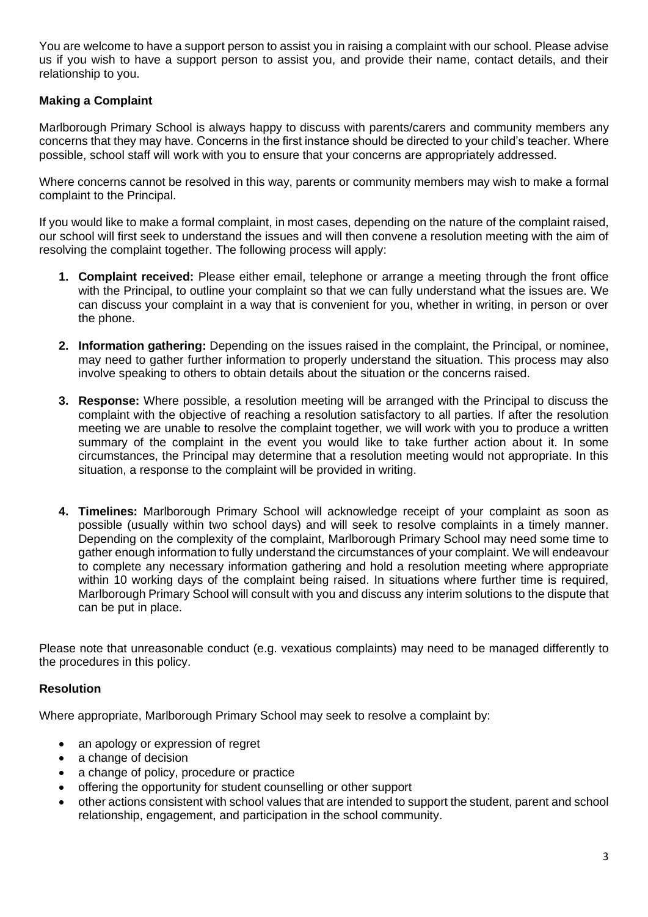You are welcome to have a support person to assist you in raising a complaint with our school. Please advise us if you wish to have a support person to assist you, and provide their name, contact details, and their relationship to you.

### Making a Complaint

Marlborough Primary School is always happy to discuss with parents/carers and community members any concerns that they may have. Concerns in the first instance should be directed to your child's teacher. Where possible, school staff will work with you to ensure that your concerns are appropriately addressed.

Where concerns cannot be resolved in this way, parents or community members may wish to make a formal complaint to the Principal.

If you would like to make a formal complaint, in most cases, depending on the nature of the complaint raised, our school will first seek to understand the issues and will then convene a resolution meeting with the aim of resolving the complaint together. The following process will apply:

1. **Complaint received:** Please either email, telephone or arrange a meeting through the front office with the Principal, to outline your complaint so that we can fully understand what the issues are. We can discuss your complaint in a way that is convenient for you, whether in writing, in person or over the phone.

2. **Information gathering:** Depending on the issues raised in the complaint, the Principal, or nominee, may need to gather further information to properly understand the situation. This process may also involve speaking to others to obtain details about the situation or the concerns raised.

3. **Response:** Where possible, a resolution meeting will be arranged with the Principal to discuss the complaint with the objective of reaching a resolution satisfactory to all parties. If after the resolution meeting we are unable to resolve the complaint together, we will work with you to produce a written summary of the complaint in the event you would like to take further action about it. In some circumstances, the Principal may determine that a resolution meeting would not appropriate. In this situation, a response to the complaint will be provided in writing.

4. **Timelines:** Marlborough Primary School will acknowledge receipt of your complaint as soon as possible (usually within two school days) and will seek to resolve complaints in a timely manner. Depending on the complexity of the complaint, Marlborough Primary School may need some time to gather enough information to fully understand the circumstances of your complaint. We will endeavour to complete any necessary information gathering and hold a resolution meeting where appropriate within 10 working days of the complaint being raised. In situations where further time is required, Marlborough Primary School will consult with you and discuss any interim solutions to the dispute that can be put in place.

Please note that unreasonable conduct (e.g. vexatious complaints) may need to be managed differently to the procedures in this policy.

### Resolution

Where appropriate, Marlborough Primary School may seek to resolve a complaint by:

- an apology or expression of regret
- a change of decision
- a change of policy, procedure or practice
- offering the opportunity for student counselling or other support
- other actions consistent with school values that are intended to support the student, parent and school relationship, engagement, and participation in the school community.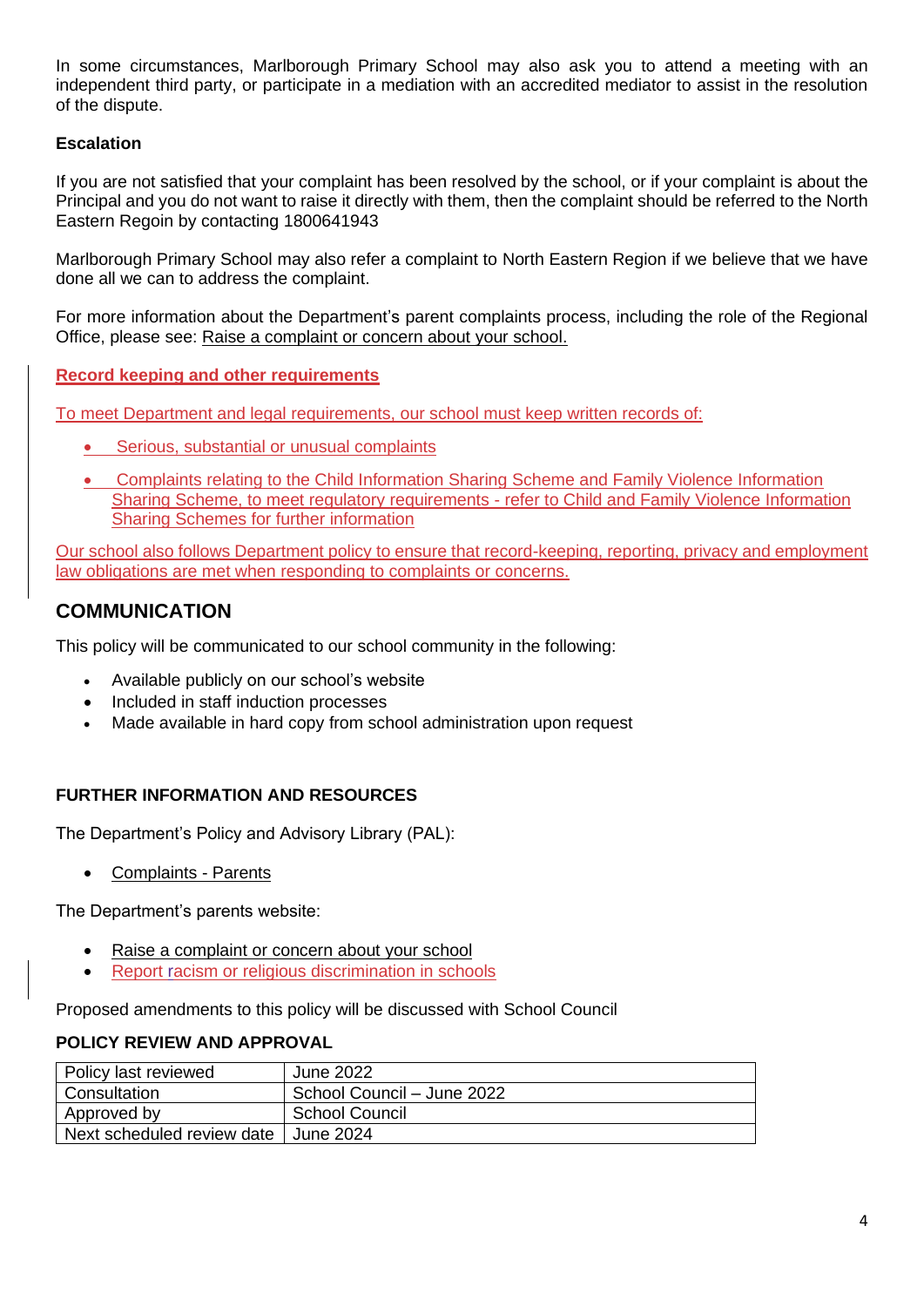In some circumstances, Marlborough Primary School may also ask you to attend a meeting with an independent third party, or participate in a mediation with an accredited mediator to assist in the resolution of the dispute.

**Escalation**

If you are not satisfied that your complaint has been resolved by the school, or if your complaint is about the Principal and you do not want to raise it directly with them, then the complaint should be referred to the North Eastern Regoin by contacting 1800641943

Marlborough Primary School may also refer a complaint to North Eastern Region if we believe that we have done all we can to address the complaint.

For more information about the Department's parent complaints process, including the role of the Regional Office, please see: Raise a complaint or concern about your school.

**Record keeping and other requirements**

To meet Department and legal requirements, our school must keep written records of:

- Serious, substantial or unusual complaints
- Complaints relating to the Child Information Sharing Scheme and Family Violence Information Sharing Scheme, to meet regulatory requirements - refer to Child and Family Violence Information Sharing Schemes for further information

Our school also follows Department policy to ensure that record-keeping, reporting, privacy and employment law obligations are met when responding to complaints or concerns.

## COMMUNICATION

This policy will be communicated to our school community in the following:

- Available publicly on our school's website
- Included in staff induction processes
- Made available in hard copy from school administration upon request

### FURTHER INFORMATION AND RESOURCES

The Department's Policy and Advisory Library (PAL):

- Complaints - Parents

The Department's parents website:

- Raise a complaint or concern about your school
- Report racism or religious discrimination in schools

Proposed amendments to this policy will be discussed with School Council

### POLICY REVIEW AND APPROVAL

| | |
|---|---|
| Policy last reviewed | June 2022 |
| Consultation | School Council – June 2022 |
| Approved by | School Council |
| Next scheduled review date | June 2024 |